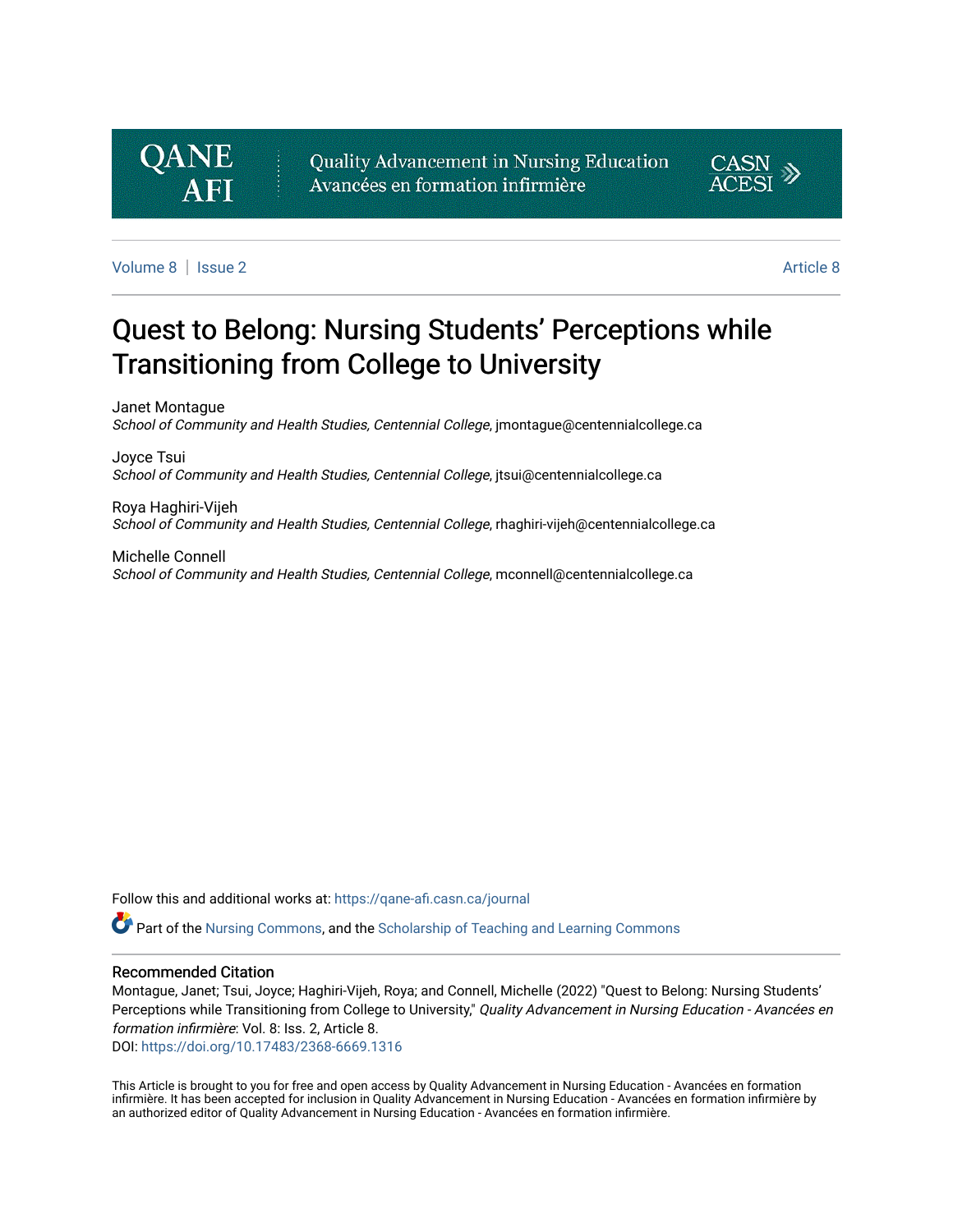Quality Advancement in Nursing Education
Avancées en formation infirmière

Volume 8 | Issue 2 | Article 8

# Quest to Belong: Nursing Students' Perceptions while Transitioning from College to University

Janet Montague
*School of Community and Health Studies, Centennial College*, jmontague@centennialcollege.ca

Joyce Tsui
*School of Community and Health Studies, Centennial College*, jtsui@centennialcollege.ca

Roya Haghiri-Vijeh
*School of Community and Health Studies, Centennial College*, rhaghiri-vijeh@centennialcollege.ca

Michelle Connell
*School of Community and Health Studies, Centennial College*, mconnell@centennialcollege.ca

Follow this and additional works at: https://qane-afi.casn.ca/journal

Part of the Nursing Commons, and the Scholarship of Teaching and Learning Commons

## Recommended Citation

Montague, Janet; Tsui, Joyce; Haghiri-Vijeh, Roya; and Connell, Michelle (2022) "Quest to Belong: Nursing Students' Perceptions while Transitioning from College to University," *Quality Advancement in Nursing Education - Avancées en formation infirmière*: Vol. 8: Iss. 2, Article 8.
DOI: https://doi.org/10.17483/2368-6669.1316

This Article is brought to you for free and open access by Quality Advancement in Nursing Education - Avancées en formation infirmière. It has been accepted for inclusion in Quality Advancement in Nursing Education - Avancées en formation infirmière by an authorized editor of Quality Advancement in Nursing Education - Avancées en formation infirmière.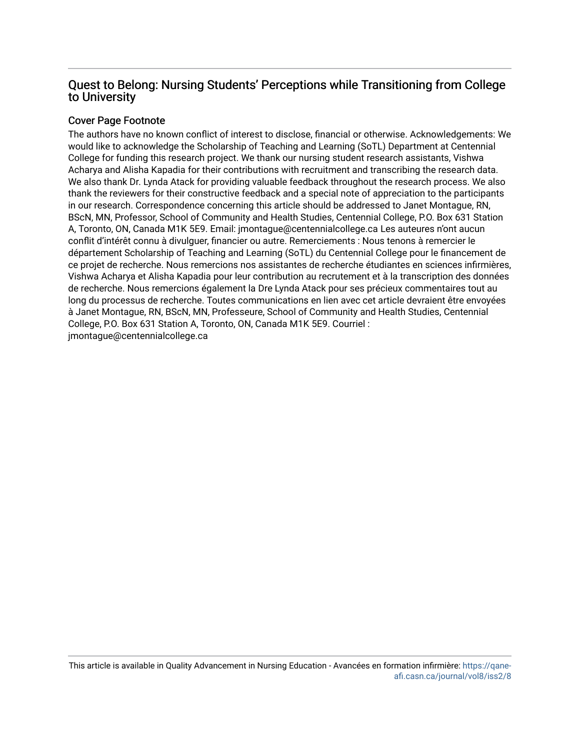# Quest to Belong: Nursing Students' Perceptions while Transitioning from College to University

## Cover Page Footnote

The authors have no known conflict of interest to disclose, financial or otherwise. Acknowledgements: We would like to acknowledge the Scholarship of Teaching and Learning (SoTL) Department at Centennial College for funding this research project. We thank our nursing student research assistants, Vishwa Acharya and Alisha Kapadia for their contributions with recruitment and transcribing the research data. We also thank Dr. Lynda Atack for providing valuable feedback throughout the research process. We also thank the reviewers for their constructive feedback and a special note of appreciation to the participants in our research. Correspondence concerning this article should be addressed to Janet Montague, RN, BScN, MN, Professor, School of Community and Health Studies, Centennial College, P.O. Box 631 Station A, Toronto, ON, Canada M1K 5E9. Email: jmontague@centennialcollege.ca Les auteures n'ont aucun conflit d'intérêt connu à divulguer, financier ou autre. Remerciements : Nous tenons à remercier le département Scholarship of Teaching and Learning (SoTL) du Centennial College pour le financement de ce projet de recherche. Nous remercions nos assistantes de recherche étudiantes en sciences infirmières, Vishwa Acharya et Alisha Kapadia pour leur contribution au recrutement et à la transcription des données de recherche. Nous remercions également la Dre Lynda Atack pour ses précieux commentaires tout au long du processus de recherche. Toutes communications en lien avec cet article devraient être envoyées à Janet Montague, RN, BScN, MN, Professeure, School of Community and Health Studies, Centennial College, P.O. Box 631 Station A, Toronto, ON, Canada M1K 5E9. Courriel : jmontague@centennialcollege.ca

This article is available in Quality Advancement in Nursing Education - Avancées en formation infirmière: https://qane-afi.casn.ca/journal/vol8/iss2/8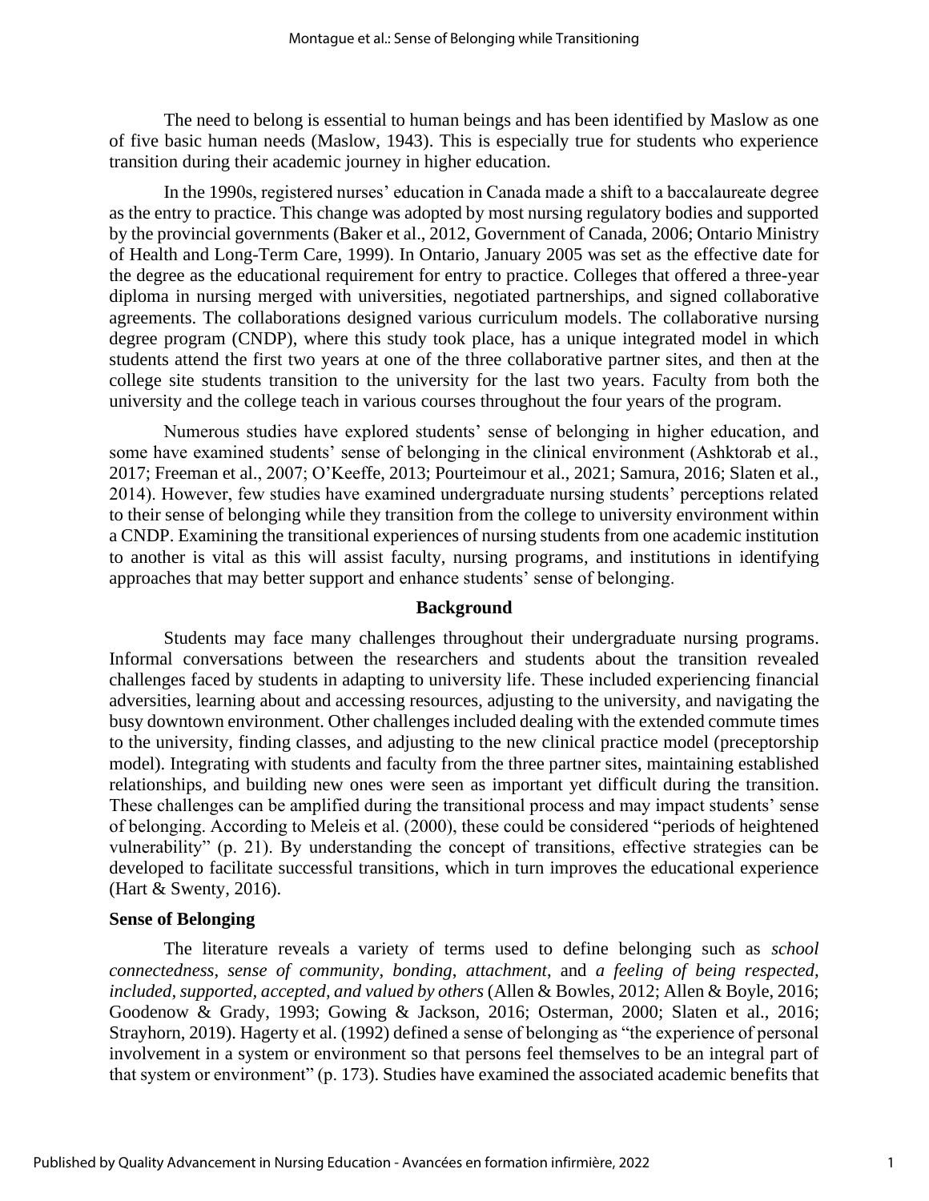The need to belong is essential to human beings and has been identified by Maslow as one of five basic human needs (Maslow, 1943). This is especially true for students who experience transition during their academic journey in higher education.

In the 1990s, registered nurses' education in Canada made a shift to a baccalaureate degree as the entry to practice. This change was adopted by most nursing regulatory bodies and supported by the provincial governments (Baker et al., 2012, Government of Canada, 2006; Ontario Ministry of Health and Long-Term Care, 1999). In Ontario, January 2005 was set as the effective date for the degree as the educational requirement for entry to practice. Colleges that offered a three-year diploma in nursing merged with universities, negotiated partnerships, and signed collaborative agreements. The collaborations designed various curriculum models. The collaborative nursing degree program (CNDP), where this study took place, has a unique integrated model in which students attend the first two years at one of the three collaborative partner sites, and then at the college site students transition to the university for the last two years. Faculty from both the university and the college teach in various courses throughout the four years of the program.

Numerous studies have explored students' sense of belonging in higher education, and some have examined students' sense of belonging in the clinical environment (Ashktorab et al., 2017; Freeman et al., 2007; O'Keeffe, 2013; Pourteimour et al., 2021; Samura, 2016; Slaten et al., 2014). However, few studies have examined undergraduate nursing students' perceptions related to their sense of belonging while they transition from the college to university environment within a CNDP. Examining the transitional experiences of nursing students from one academic institution to another is vital as this will assist faculty, nursing programs, and institutions in identifying approaches that may better support and enhance students' sense of belonging.

## Background

Students may face many challenges throughout their undergraduate nursing programs. Informal conversations between the researchers and students about the transition revealed challenges faced by students in adapting to university life. These included experiencing financial adversities, learning about and accessing resources, adjusting to the university, and navigating the busy downtown environment. Other challenges included dealing with the extended commute times to the university, finding classes, and adjusting to the new clinical practice model (preceptorship model). Integrating with students and faculty from the three partner sites, maintaining established relationships, and building new ones were seen as important yet difficult during the transition. These challenges can be amplified during the transitional process and may impact students' sense of belonging. According to Meleis et al. (2000), these could be considered "periods of heightened vulnerability" (p. 21). By understanding the concept of transitions, effective strategies can be developed to facilitate successful transitions, which in turn improves the educational experience (Hart & Swenty, 2016).

### Sense of Belonging

The literature reveals a variety of terms used to define belonging such as *school connectedness*, *sense of community*, *bonding*, *attachment*, and *a feeling of being respected, included, supported, accepted, and valued by others* (Allen & Bowles, 2012; Allen & Boyle, 2016; Goodenow & Grady, 1993; Gowing & Jackson, 2016; Osterman, 2000; Slaten et al., 2016; Strayhorn, 2019). Hagerty et al. (1992) defined a sense of belonging as "the experience of personal involvement in a system or environment so that persons feel themselves to be an integral part of that system or environment" (p. 173). Studies have examined the associated academic benefits that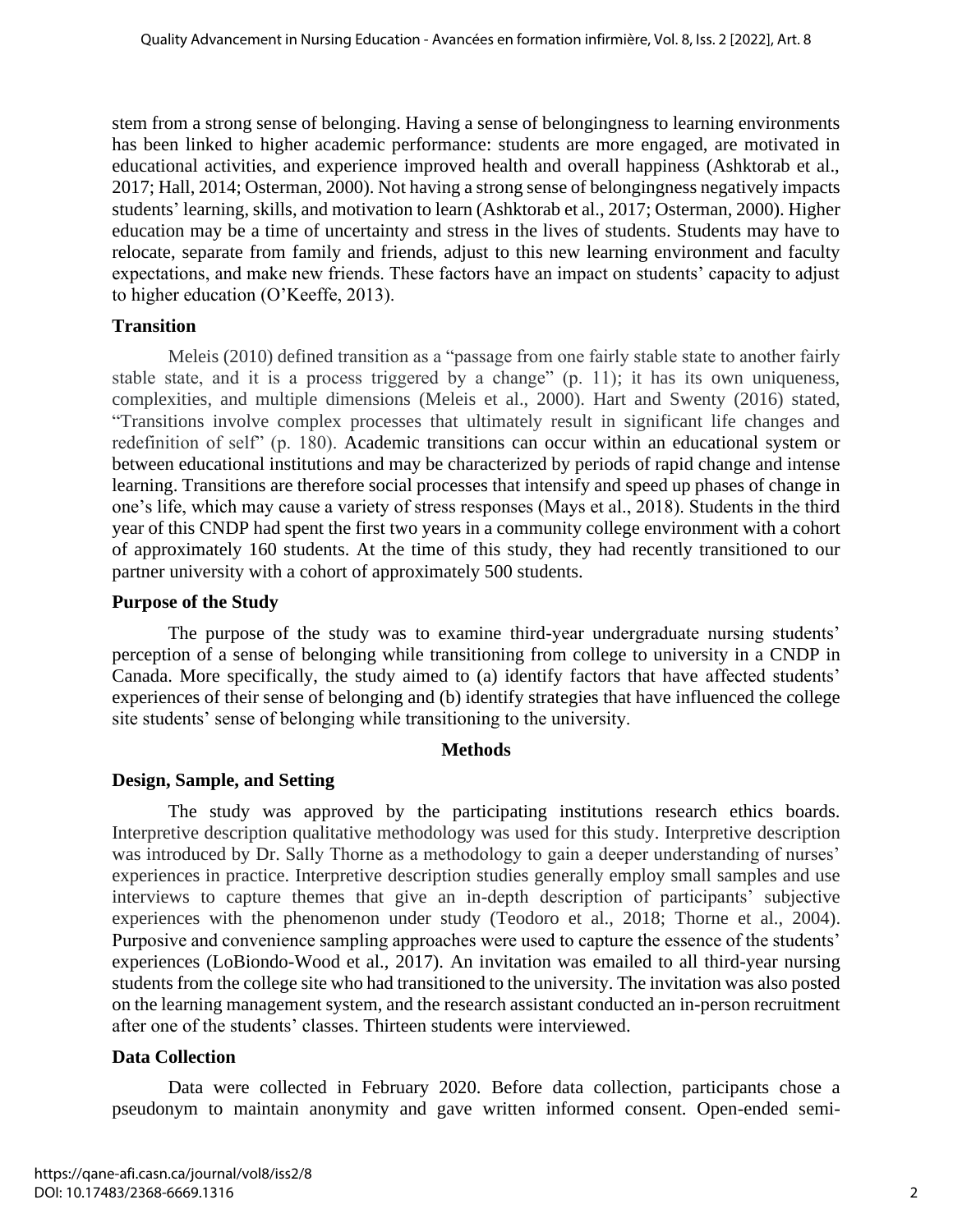stem from a strong sense of belonging. Having a sense of belongingness to learning environments has been linked to higher academic performance: students are more engaged, are motivated in educational activities, and experience improved health and overall happiness (Ashktorab et al., 2017; Hall, 2014; Osterman, 2000). Not having a strong sense of belongingness negatively impacts students' learning, skills, and motivation to learn (Ashktorab et al., 2017; Osterman, 2000). Higher education may be a time of uncertainty and stress in the lives of students. Students may have to relocate, separate from family and friends, adjust to this new learning environment and faculty expectations, and make new friends. These factors have an impact on students' capacity to adjust to higher education (O'Keeffe, 2013).

## Transition

Meleis (2010) defined transition as a "passage from one fairly stable state to another fairly stable state, and it is a process triggered by a change" (p. 11); it has its own uniqueness, complexities, and multiple dimensions (Meleis et al., 2000). Hart and Swenty (2016) stated, "Transitions involve complex processes that ultimately result in significant life changes and redefinition of self" (p. 180). Academic transitions can occur within an educational system or between educational institutions and may be characterized by periods of rapid change and intense learning. Transitions are therefore social processes that intensify and speed up phases of change in one's life, which may cause a variety of stress responses (Mays et al., 2018). Students in the third year of this CNDP had spent the first two years in a community college environment with a cohort of approximately 160 students. At the time of this study, they had recently transitioned to our partner university with a cohort of approximately 500 students.

## Purpose of the Study

The purpose of the study was to examine third-year undergraduate nursing students' perception of a sense of belonging while transitioning from college to university in a CNDP in Canada. More specifically, the study aimed to (a) identify factors that have affected students' experiences of their sense of belonging and (b) identify strategies that have influenced the college site students' sense of belonging while transitioning to the university.

# Methods

## Design, Sample, and Setting

The study was approved by the participating institutions research ethics boards. Interpretive description qualitative methodology was used for this study. Interpretive description was introduced by Dr. Sally Thorne as a methodology to gain a deeper understanding of nurses' experiences in practice. Interpretive description studies generally employ small samples and use interviews to capture themes that give an in-depth description of participants' subjective experiences with the phenomenon under study (Teodoro et al., 2018; Thorne et al., 2004). Purposive and convenience sampling approaches were used to capture the essence of the students' experiences (LoBiondo-Wood et al., 2017). An invitation was emailed to all third-year nursing students from the college site who had transitioned to the university. The invitation was also posted on the learning management system, and the research assistant conducted an in-person recruitment after one of the students' classes. Thirteen students were interviewed.

## Data Collection

Data were collected in February 2020. Before data collection, participants chose a pseudonym to maintain anonymity and gave written informed consent. Open-ended semi-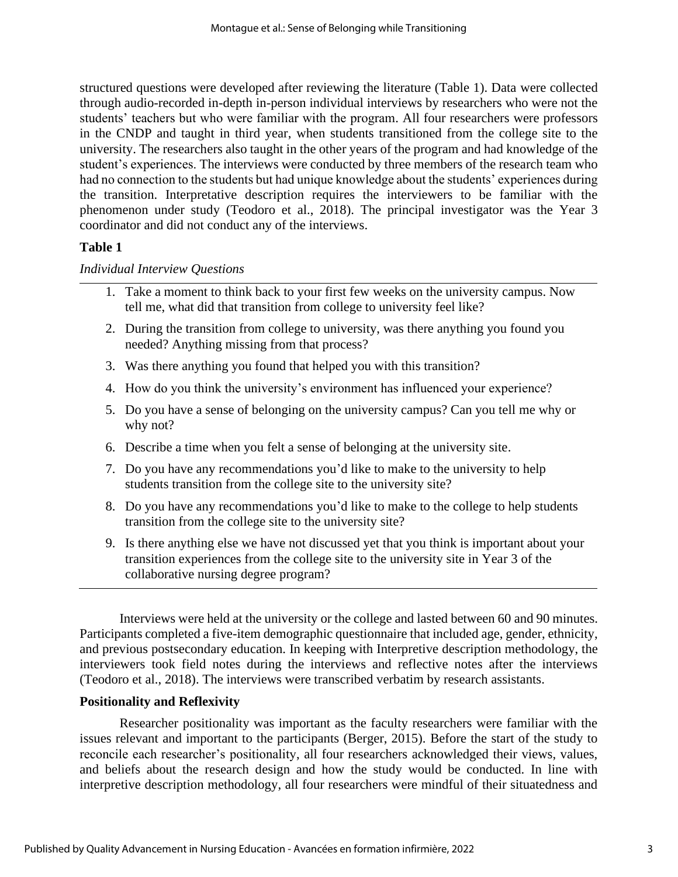structured questions were developed after reviewing the literature (Table 1). Data were collected through audio-recorded in-depth in-person individual interviews by researchers who were not the students' teachers but who were familiar with the program. All four researchers were professors in the CNDP and taught in third year, when students transitioned from the college site to the university. The researchers also taught in the other years of the program and had knowledge of the student's experiences. The interviews were conducted by three members of the research team who had no connection to the students but had unique knowledge about the students' experiences during the transition. Interpretative description requires the interviewers to be familiar with the phenomenon under study (Teodoro et al., 2018). The principal investigator was the Year 3 coordinator and did not conduct any of the interviews.

**Table 1**

*Individual Interview Questions*

1. Take a moment to think back to your first few weeks on the university campus. Now tell me, what did that transition from college to university feel like?
2. During the transition from college to university, was there anything you found you needed? Anything missing from that process?
3. Was there anything you found that helped you with this transition?
4. How do you think the university's environment has influenced your experience?
5. Do you have a sense of belonging on the university campus? Can you tell me why or why not?
6. Describe a time when you felt a sense of belonging at the university site.
7. Do you have any recommendations you'd like to make to the university to help students transition from the college site to the university site?
8. Do you have any recommendations you'd like to make to the college to help students transition from the college site to the university site?
9. Is there anything else we have not discussed yet that you think is important about your transition experiences from the college site to the university site in Year 3 of the collaborative nursing degree program?

Interviews were held at the university or the college and lasted between 60 and 90 minutes. Participants completed a five-item demographic questionnaire that included age, gender, ethnicity, and previous postsecondary education. In keeping with Interpretive description methodology, the interviewers took field notes during the interviews and reflective notes after the interviews (Teodoro et al., 2018). The interviews were transcribed verbatim by research assistants.

### Positionality and Reflexivity

Researcher positionality was important as the faculty researchers were familiar with the issues relevant and important to the participants (Berger, 2015). Before the start of the study to reconcile each researcher's positionality, all four researchers acknowledged their views, values, and beliefs about the research design and how the study would be conducted. In line with interpretive description methodology, all four researchers were mindful of their situatedness and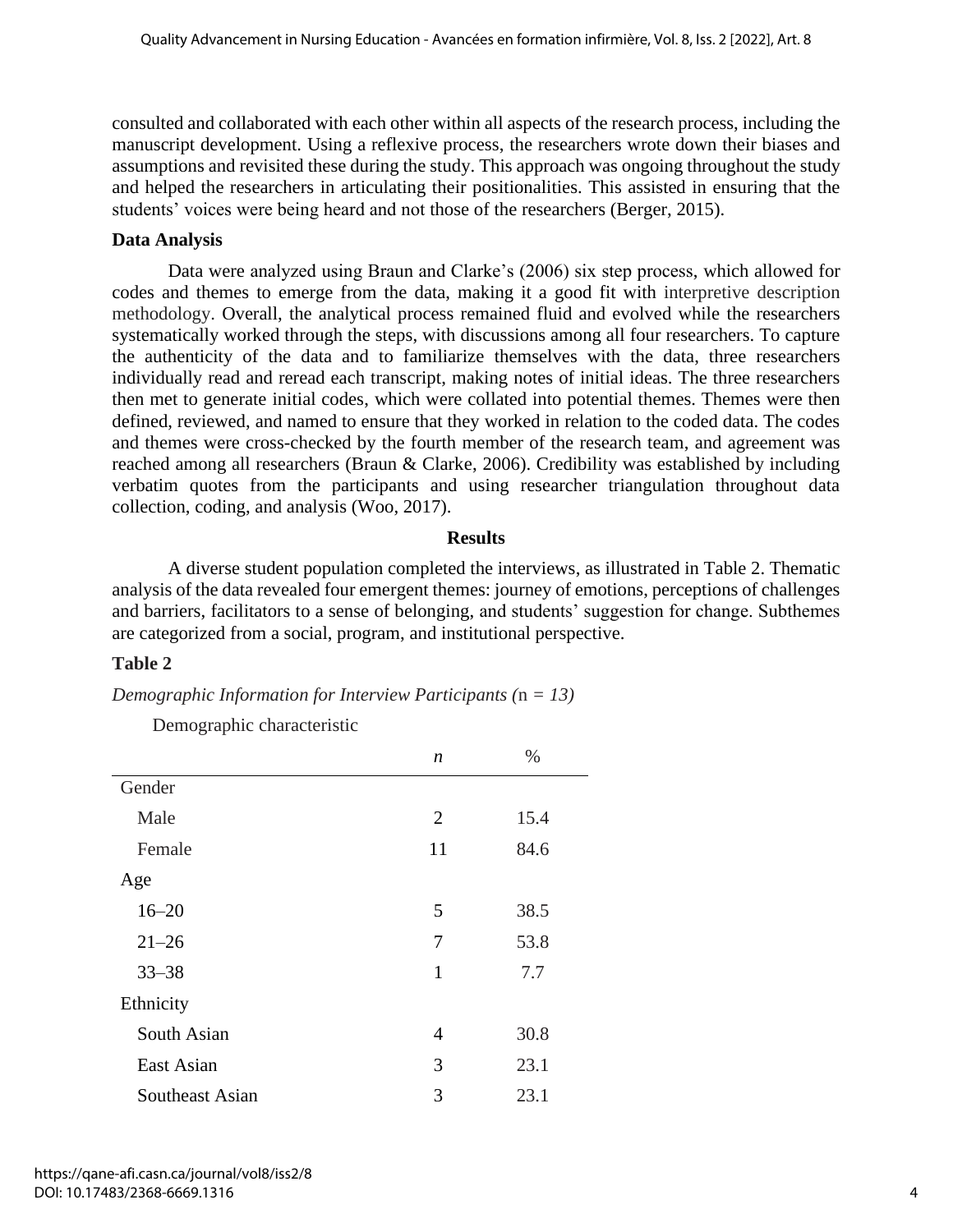consulted and collaborated with each other within all aspects of the research process, including the manuscript development. Using a reflexive process, the researchers wrote down their biases and assumptions and revisited these during the study. This approach was ongoing throughout the study and helped the researchers in articulating their positionalities. This assisted in ensuring that the students' voices were being heard and not those of the researchers (Berger, 2015).

### Data Analysis

Data were analyzed using Braun and Clarke's (2006) six step process, which allowed for codes and themes to emerge from the data, making it a good fit with interpretive description methodology. Overall, the analytical process remained fluid and evolved while the researchers systematically worked through the steps, with discussions among all four researchers. To capture the authenticity of the data and to familiarize themselves with the data, three researchers individually read and reread each transcript, making notes of initial ideas. The three researchers then met to generate initial codes, which were collated into potential themes. Themes were then defined, reviewed, and named to ensure that they worked in relation to the coded data. The codes and themes were cross-checked by the fourth member of the research team, and agreement was reached among all researchers (Braun & Clarke, 2006). Credibility was established by including verbatim quotes from the participants and using researcher triangulation throughout data collection, coding, and analysis (Woo, 2017).

## Results

A diverse student population completed the interviews, as illustrated in Table 2. Thematic analysis of the data revealed four emergent themes: journey of emotions, perceptions of challenges and barriers, facilitators to a sense of belonging, and students' suggestion for change. Subthemes are categorized from a social, program, and institutional perspective.

**Table 2**

*Demographic Information for Interview Participants (n = 13)*

| Demographic characteristic | *n* | % |
|---|---|---|
| Gender | | |
| Male | 2 | 15.4 |
| Female | 11 | 84.6 |
| Age | | |
| 16–20 | 5 | 38.5 |
| 21–26 | 7 | 53.8 |
| 33–38 | 1 | 7.7 |
| Ethnicity | | |
| South Asian | 4 | 30.8 |
| East Asian | 3 | 23.1 |
| Southeast Asian | 3 | 23.1 |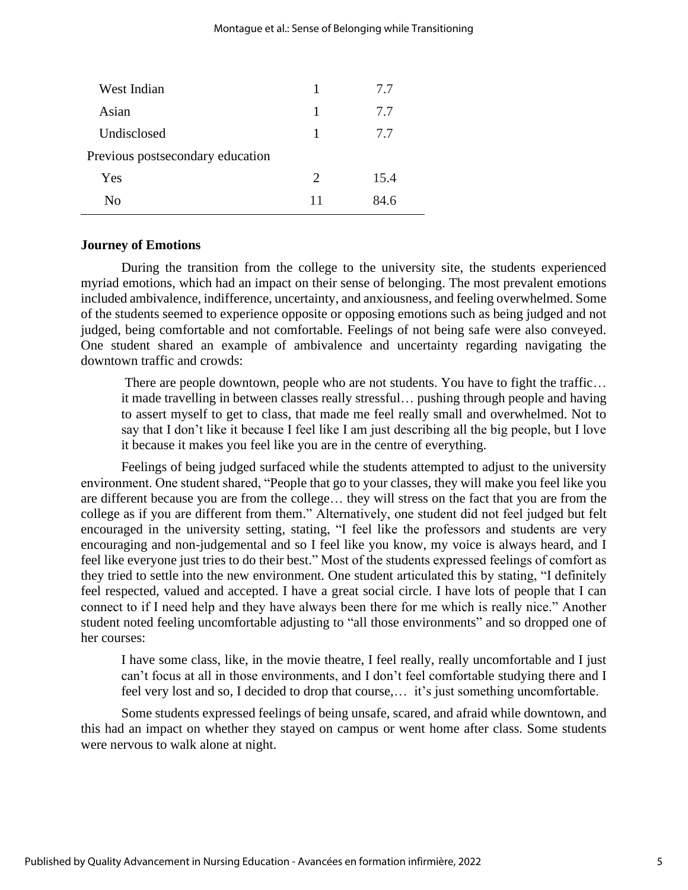| | | |
|---|---|---|
| West Indian | 1 | 7.7 |
| Asian | 1 | 7.7 |
| Undisclosed | 1 | 7.7 |
| Previous postsecondary education | | |
| Yes | 2 | 15.4 |
| No | 11 | 84.6 |

**Journey of Emotions**

During the transition from the college to the university site, the students experienced myriad emotions, which had an impact on their sense of belonging. The most prevalent emotions included ambivalence, indifference, uncertainty, and anxiousness, and feeling overwhelmed. Some of the students seemed to experience opposite or opposing emotions such as being judged and not judged, being comfortable and not comfortable. Feelings of not being safe were also conveyed. One student shared an example of ambivalence and uncertainty regarding navigating the downtown traffic and crowds:

> There are people downtown, people who are not students. You have to fight the traffic… it made travelling in between classes really stressful… pushing through people and having to assert myself to get to class, that made me feel really small and overwhelmed. Not to say that I don't like it because I feel like I am just describing all the big people, but I love it because it makes you feel like you are in the centre of everything.

Feelings of being judged surfaced while the students attempted to adjust to the university environment. One student shared, "People that go to your classes, they will make you feel like you are different because you are from the college… they will stress on the fact that you are from the college as if you are different from them." Alternatively, one student did not feel judged but felt encouraged in the university setting, stating, "I feel like the professors and students are very encouraging and non-judgemental and so I feel like you know, my voice is always heard, and I feel like everyone just tries to do their best." Most of the students expressed feelings of comfort as they tried to settle into the new environment. One student articulated this by stating, "I definitely feel respected, valued and accepted. I have a great social circle. I have lots of people that I can connect to if I need help and they have always been there for me which is really nice." Another student noted feeling uncomfortable adjusting to "all those environments" and so dropped one of her courses:

> I have some class, like, in the movie theatre, I feel really, really uncomfortable and I just can't focus at all in those environments, and I don't feel comfortable studying there and I feel very lost and so, I decided to drop that course,… it's just something uncomfortable.

Some students expressed feelings of being unsafe, scared, and afraid while downtown, and this had an impact on whether they stayed on campus or went home after class. Some students were nervous to walk alone at night.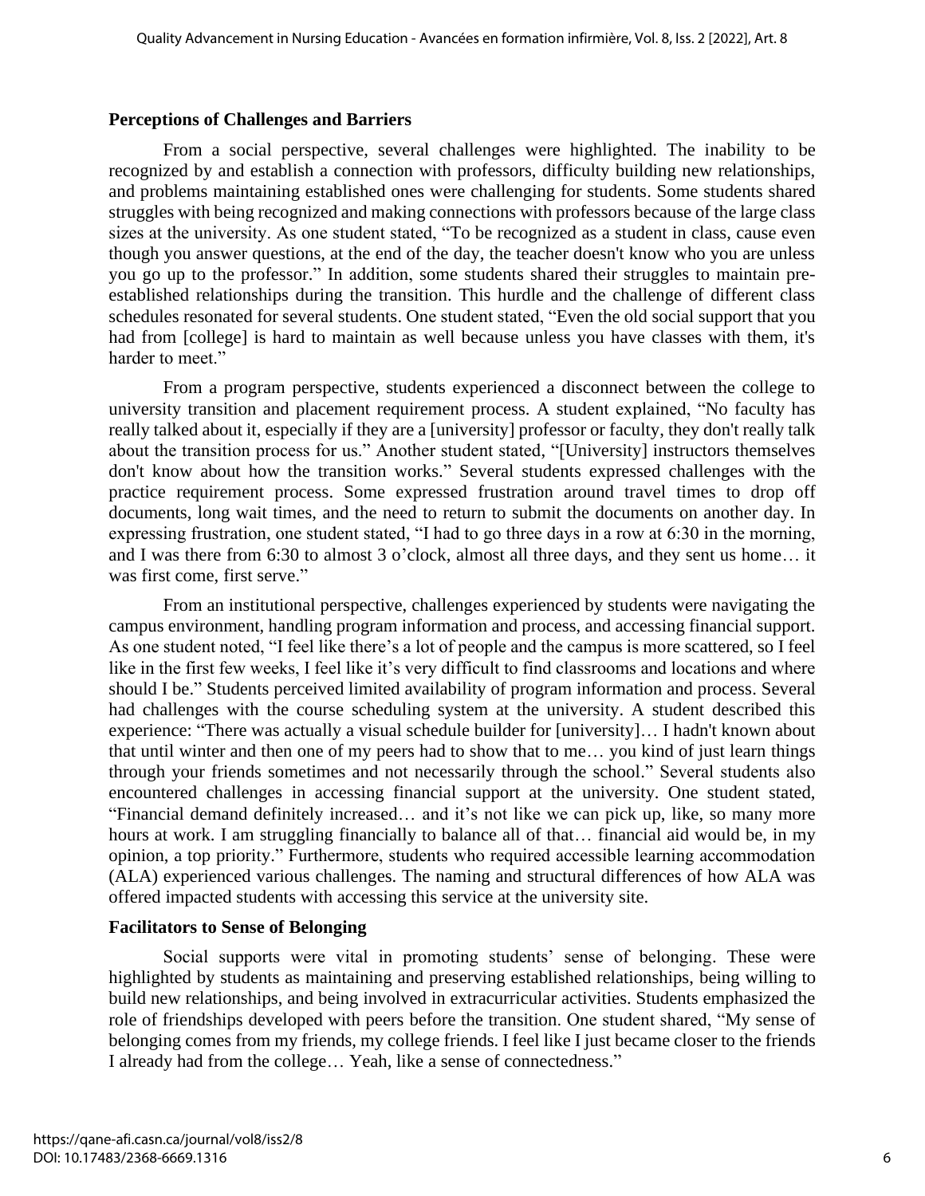### Perceptions of Challenges and Barriers

From a social perspective, several challenges were highlighted. The inability to be recognized by and establish a connection with professors, difficulty building new relationships, and problems maintaining established ones were challenging for students. Some students shared struggles with being recognized and making connections with professors because of the large class sizes at the university. As one student stated, "To be recognized as a student in class, cause even though you answer questions, at the end of the day, the teacher doesn't know who you are unless you go up to the professor." In addition, some students shared their struggles to maintain pre-established relationships during the transition. This hurdle and the challenge of different class schedules resonated for several students. One student stated, "Even the old social support that you had from [college] is hard to maintain as well because unless you have classes with them, it's harder to meet."

From a program perspective, students experienced a disconnect between the college to university transition and placement requirement process. A student explained, "No faculty has really talked about it, especially if they are a [university] professor or faculty, they don't really talk about the transition process for us." Another student stated, "[University] instructors themselves don't know about how the transition works." Several students expressed challenges with the practice requirement process. Some expressed frustration around travel times to drop off documents, long wait times, and the need to return to submit the documents on another day. In expressing frustration, one student stated, "I had to go three days in a row at 6:30 in the morning, and I was there from 6:30 to almost 3 o'clock, almost all three days, and they sent us home… it was first come, first serve."

From an institutional perspective, challenges experienced by students were navigating the campus environment, handling program information and process, and accessing financial support. As one student noted, "I feel like there's a lot of people and the campus is more scattered, so I feel like in the first few weeks, I feel like it's very difficult to find classrooms and locations and where should I be." Students perceived limited availability of program information and process. Several had challenges with the course scheduling system at the university. A student described this experience: "There was actually a visual schedule builder for [university]… I hadn't known about that until winter and then one of my peers had to show that to me… you kind of just learn things through your friends sometimes and not necessarily through the school." Several students also encountered challenges in accessing financial support at the university. One student stated, "Financial demand definitely increased… and it's not like we can pick up, like, so many more hours at work. I am struggling financially to balance all of that… financial aid would be, in my opinion, a top priority." Furthermore, students who required accessible learning accommodation (ALA) experienced various challenges. The naming and structural differences of how ALA was offered impacted students with accessing this service at the university site.

### Facilitators to Sense of Belonging

Social supports were vital in promoting students' sense of belonging. These were highlighted by students as maintaining and preserving established relationships, being willing to build new relationships, and being involved in extracurricular activities. Students emphasized the role of friendships developed with peers before the transition. One student shared, "My sense of belonging comes from my friends, my college friends. I feel like I just became closer to the friends I already had from the college… Yeah, like a sense of connectedness."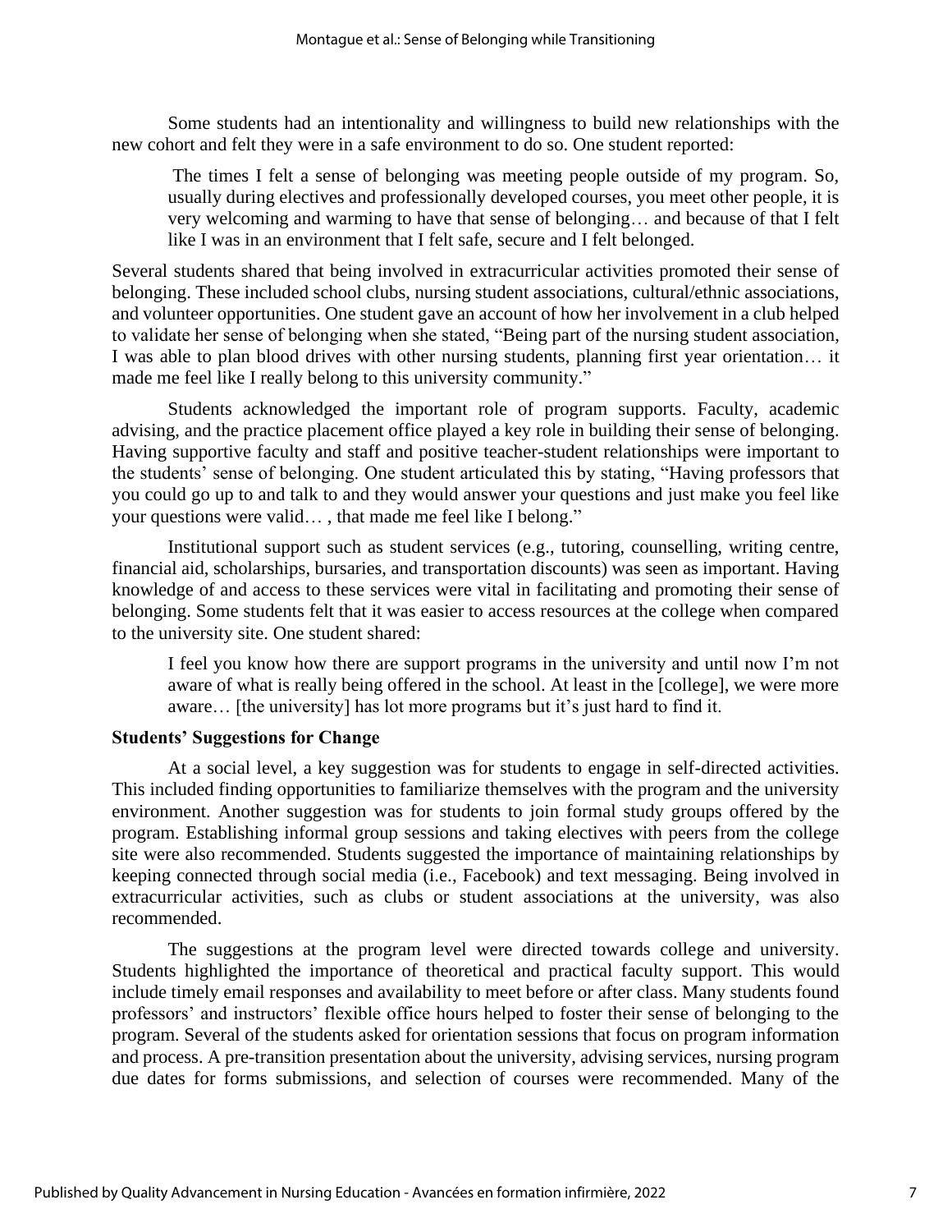Some students had an intentionality and willingness to build new relationships with the new cohort and felt they were in a safe environment to do so. One student reported:

> The times I felt a sense of belonging was meeting people outside of my program. So, usually during electives and professionally developed courses, you meet other people, it is very welcoming and warming to have that sense of belonging… and because of that I felt like I was in an environment that I felt safe, secure and I felt belonged.

Several students shared that being involved in extracurricular activities promoted their sense of belonging. These included school clubs, nursing student associations, cultural/ethnic associations, and volunteer opportunities. One student gave an account of how her involvement in a club helped to validate her sense of belonging when she stated, "Being part of the nursing student association, I was able to plan blood drives with other nursing students, planning first year orientation… it made me feel like I really belong to this university community."

Students acknowledged the important role of program supports. Faculty, academic advising, and the practice placement office played a key role in building their sense of belonging. Having supportive faculty and staff and positive teacher-student relationships were important to the students' sense of belonging. One student articulated this by stating, "Having professors that you could go up to and talk to and they would answer your questions and just make you feel like your questions were valid… , that made me feel like I belong."

Institutional support such as student services (e.g., tutoring, counselling, writing centre, financial aid, scholarships, bursaries, and transportation discounts) was seen as important. Having knowledge of and access to these services were vital in facilitating and promoting their sense of belonging. Some students felt that it was easier to access resources at the college when compared to the university site. One student shared:

> I feel you know how there are support programs in the university and until now I'm not aware of what is really being offered in the school. At least in the [college], we were more aware… [the university] has lot more programs but it's just hard to find it.

### Students' Suggestions for Change

At a social level, a key suggestion was for students to engage in self-directed activities. This included finding opportunities to familiarize themselves with the program and the university environment. Another suggestion was for students to join formal study groups offered by the program. Establishing informal group sessions and taking electives with peers from the college site were also recommended. Students suggested the importance of maintaining relationships by keeping connected through social media (i.e., Facebook) and text messaging. Being involved in extracurricular activities, such as clubs or student associations at the university, was also recommended.

The suggestions at the program level were directed towards college and university. Students highlighted the importance of theoretical and practical faculty support. This would include timely email responses and availability to meet before or after class. Many students found professors' and instructors' flexible office hours helped to foster their sense of belonging to the program. Several of the students asked for orientation sessions that focus on program information and process. A pre-transition presentation about the university, advising services, nursing program due dates for forms submissions, and selection of courses were recommended. Many of the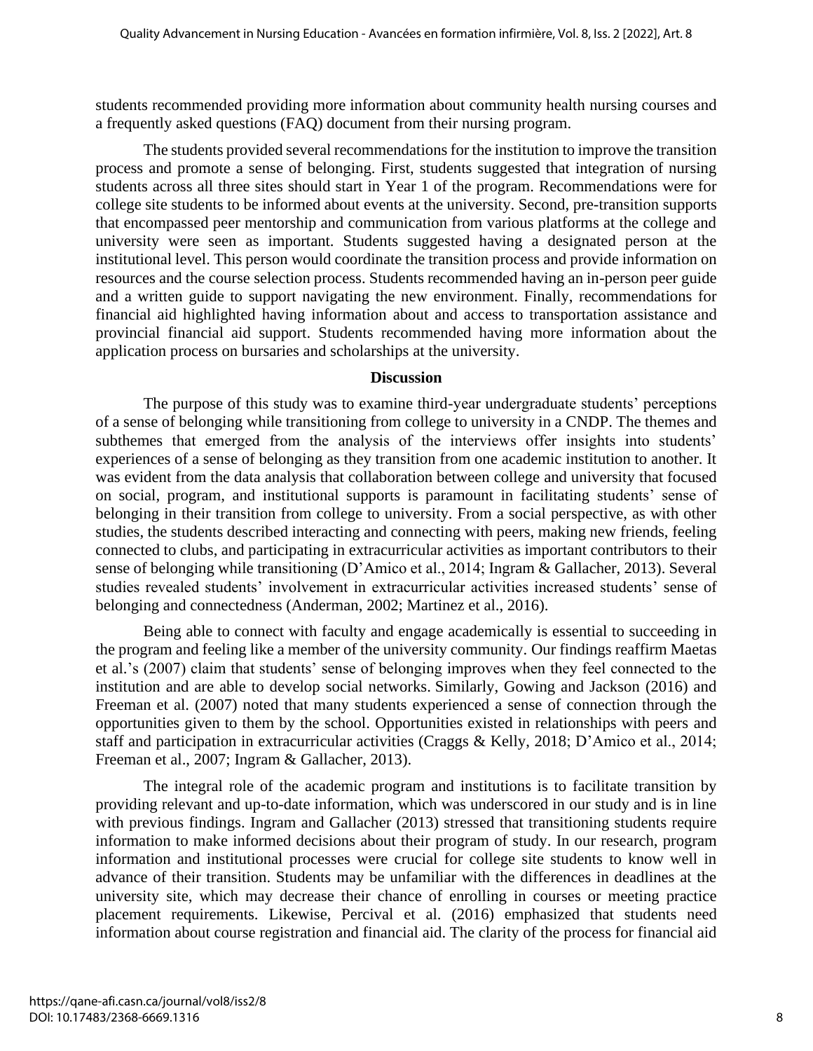students recommended providing more information about community health nursing courses and a frequently asked questions (FAQ) document from their nursing program.

The students provided several recommendations for the institution to improve the transition process and promote a sense of belonging. First, students suggested that integration of nursing students across all three sites should start in Year 1 of the program. Recommendations were for college site students to be informed about events at the university. Second, pre-transition supports that encompassed peer mentorship and communication from various platforms at the college and university were seen as important. Students suggested having a designated person at the institutional level. This person would coordinate the transition process and provide information on resources and the course selection process. Students recommended having an in-person peer guide and a written guide to support navigating the new environment. Finally, recommendations for financial aid highlighted having information about and access to transportation assistance and provincial financial aid support. Students recommended having more information about the application process on bursaries and scholarships at the university.

## Discussion

The purpose of this study was to examine third-year undergraduate students' perceptions of a sense of belonging while transitioning from college to university in a CNDP. The themes and subthemes that emerged from the analysis of the interviews offer insights into students' experiences of a sense of belonging as they transition from one academic institution to another. It was evident from the data analysis that collaboration between college and university that focused on social, program, and institutional supports is paramount in facilitating students' sense of belonging in their transition from college to university. From a social perspective, as with other studies, the students described interacting and connecting with peers, making new friends, feeling connected to clubs, and participating in extracurricular activities as important contributors to their sense of belonging while transitioning (D'Amico et al., 2014; Ingram & Gallacher, 2013). Several studies revealed students' involvement in extracurricular activities increased students' sense of belonging and connectedness (Anderman, 2002; Martinez et al., 2016).

Being able to connect with faculty and engage academically is essential to succeeding in the program and feeling like a member of the university community. Our findings reaffirm Maetas et al.'s (2007) claim that students' sense of belonging improves when they feel connected to the institution and are able to develop social networks. Similarly, Gowing and Jackson (2016) and Freeman et al. (2007) noted that many students experienced a sense of connection through the opportunities given to them by the school. Opportunities existed in relationships with peers and staff and participation in extracurricular activities (Craggs & Kelly, 2018; D'Amico et al., 2014; Freeman et al., 2007; Ingram & Gallacher, 2013).

The integral role of the academic program and institutions is to facilitate transition by providing relevant and up-to-date information, which was underscored in our study and is in line with previous findings. Ingram and Gallacher (2013) stressed that transitioning students require information to make informed decisions about their program of study. In our research, program information and institutional processes were crucial for college site students to know well in advance of their transition. Students may be unfamiliar with the differences in deadlines at the university site, which may decrease their chance of enrolling in courses or meeting practice placement requirements. Likewise, Percival et al. (2016) emphasized that students need information about course registration and financial aid. The clarity of the process for financial aid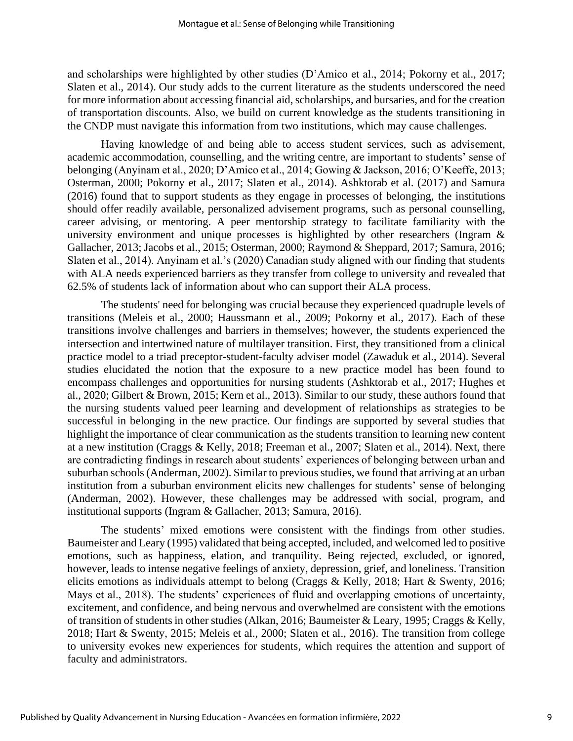and scholarships were highlighted by other studies (D'Amico et al., 2014; Pokorny et al., 2017; Slaten et al., 2014). Our study adds to the current literature as the students underscored the need for more information about accessing financial aid, scholarships, and bursaries, and for the creation of transportation discounts. Also, we build on current knowledge as the students transitioning in the CNDP must navigate this information from two institutions, which may cause challenges.

Having knowledge of and being able to access student services, such as advisement, academic accommodation, counselling, and the writing centre, are important to students' sense of belonging (Anyinam et al., 2020; D'Amico et al., 2014; Gowing & Jackson, 2016; O'Keeffe, 2013; Osterman, 2000; Pokorny et al., 2017; Slaten et al., 2014). Ashktorab et al. (2017) and Samura (2016) found that to support students as they engage in processes of belonging, the institutions should offer readily available, personalized advisement programs, such as personal counselling, career advising, or mentoring. A peer mentorship strategy to facilitate familiarity with the university environment and unique processes is highlighted by other researchers (Ingram & Gallacher, 2013; Jacobs et al., 2015; Osterman, 2000; Raymond & Sheppard, 2017; Samura, 2016; Slaten et al., 2014). Anyinam et al.'s (2020) Canadian study aligned with our finding that students with ALA needs experienced barriers as they transfer from college to university and revealed that 62.5% of students lack of information about who can support their ALA process.

The students' need for belonging was crucial because they experienced quadruple levels of transitions (Meleis et al., 2000; Haussmann et al., 2009; Pokorny et al., 2017). Each of these transitions involve challenges and barriers in themselves; however, the students experienced the intersection and intertwined nature of multilayer transition. First, they transitioned from a clinical practice model to a triad preceptor-student-faculty adviser model (Zawaduk et al., 2014). Several studies elucidated the notion that the exposure to a new practice model has been found to encompass challenges and opportunities for nursing students (Ashktorab et al., 2017; Hughes et al., 2020; Gilbert & Brown, 2015; Kern et al., 2013). Similar to our study, these authors found that the nursing students valued peer learning and development of relationships as strategies to be successful in belonging in the new practice. Our findings are supported by several studies that highlight the importance of clear communication as the students transition to learning new content at a new institution (Craggs & Kelly, 2018; Freeman et al., 2007; Slaten et al., 2014). Next, there are contradicting findings in research about students' experiences of belonging between urban and suburban schools (Anderman, 2002). Similar to previous studies, we found that arriving at an urban institution from a suburban environment elicits new challenges for students' sense of belonging (Anderman, 2002). However, these challenges may be addressed with social, program, and institutional supports (Ingram & Gallacher, 2013; Samura, 2016).

The students' mixed emotions were consistent with the findings from other studies. Baumeister and Leary (1995) validated that being accepted, included, and welcomed led to positive emotions, such as happiness, elation, and tranquility. Being rejected, excluded, or ignored, however, leads to intense negative feelings of anxiety, depression, grief, and loneliness. Transition elicits emotions as individuals attempt to belong (Craggs & Kelly, 2018; Hart & Swenty, 2016; Mays et al., 2018). The students' experiences of fluid and overlapping emotions of uncertainty, excitement, and confidence, and being nervous and overwhelmed are consistent with the emotions of transition of students in other studies (Alkan, 2016; Baumeister & Leary, 1995; Craggs & Kelly, 2018; Hart & Swenty, 2015; Meleis et al., 2000; Slaten et al., 2016). The transition from college to university evokes new experiences for students, which requires the attention and support of faculty and administrators.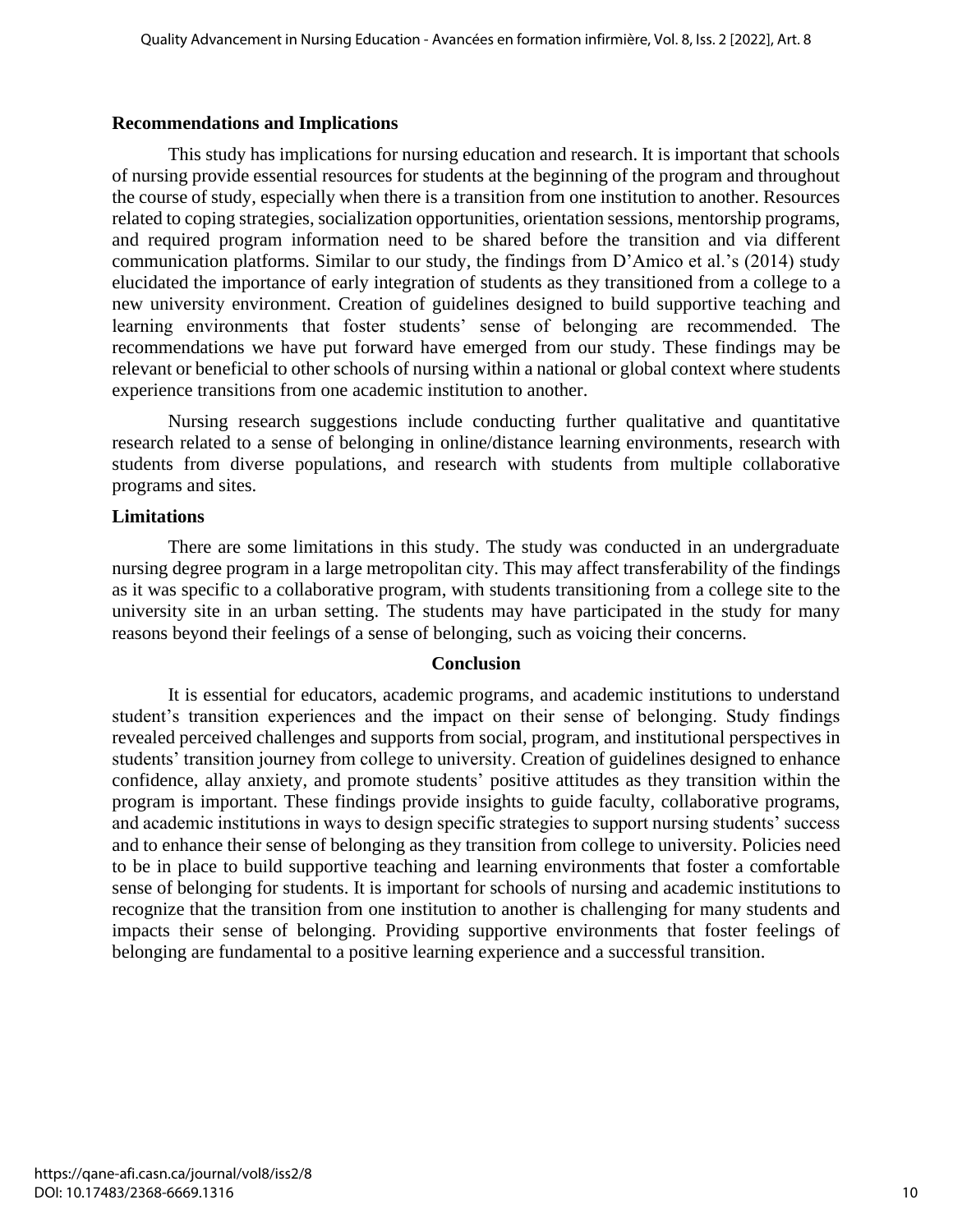### Recommendations and Implications

This study has implications for nursing education and research. It is important that schools of nursing provide essential resources for students at the beginning of the program and throughout the course of study, especially when there is a transition from one institution to another. Resources related to coping strategies, socialization opportunities, orientation sessions, mentorship programs, and required program information need to be shared before the transition and via different communication platforms. Similar to our study, the findings from D'Amico et al.'s (2014) study elucidated the importance of early integration of students as they transitioned from a college to a new university environment. Creation of guidelines designed to build supportive teaching and learning environments that foster students' sense of belonging are recommended. The recommendations we have put forward have emerged from our study. These findings may be relevant or beneficial to other schools of nursing within a national or global context where students experience transitions from one academic institution to another.

Nursing research suggestions include conducting further qualitative and quantitative research related to a sense of belonging in online/distance learning environments, research with students from diverse populations, and research with students from multiple collaborative programs and sites.

### Limitations

There are some limitations in this study. The study was conducted in an undergraduate nursing degree program in a large metropolitan city. This may affect transferability of the findings as it was specific to a collaborative program, with students transitioning from a college site to the university site in an urban setting. The students may have participated in the study for many reasons beyond their feelings of a sense of belonging, such as voicing their concerns.

## Conclusion

It is essential for educators, academic programs, and academic institutions to understand student's transition experiences and the impact on their sense of belonging. Study findings revealed perceived challenges and supports from social, program, and institutional perspectives in students' transition journey from college to university. Creation of guidelines designed to enhance confidence, allay anxiety, and promote students' positive attitudes as they transition within the program is important. These findings provide insights to guide faculty, collaborative programs, and academic institutions in ways to design specific strategies to support nursing students' success and to enhance their sense of belonging as they transition from college to university. Policies need to be in place to build supportive teaching and learning environments that foster a comfortable sense of belonging for students. It is important for schools of nursing and academic institutions to recognize that the transition from one institution to another is challenging for many students and impacts their sense of belonging. Providing supportive environments that foster feelings of belonging are fundamental to a positive learning experience and a successful transition.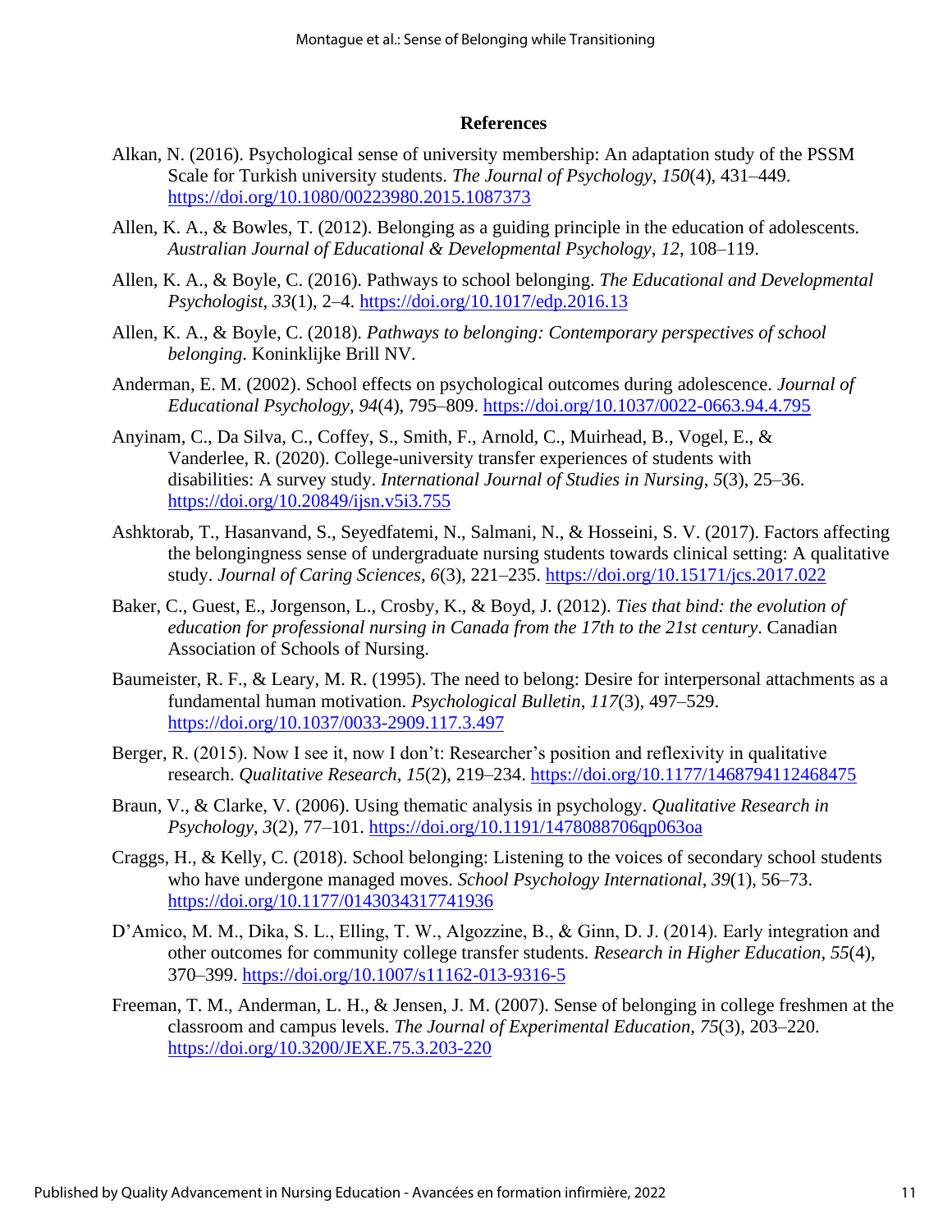## References

Alkan, N. (2016). Psychological sense of university membership: An adaptation study of the PSSM Scale for Turkish university students. *The Journal of Psychology*, *150*(4), 431–449. https://doi.org/10.1080/00223980.2015.1087373

Allen, K. A., & Bowles, T. (2012). Belonging as a guiding principle in the education of adolescents. *Australian Journal of Educational & Developmental Psychology*, *12*, 108–119.

Allen, K. A., & Boyle, C. (2016). Pathways to school belonging. *The Educational and Developmental Psychologist, 33*(1), 2–4. https://doi.org/10.1017/edp.2016.13

Allen, K. A., & Boyle, C. (2018). *Pathways to belonging: Contemporary perspectives of school belonging*. Koninklijke Brill NV.

Anderman, E. M. (2002). School effects on psychological outcomes during adolescence. *Journal of Educational Psychology*, *94*(4), 795–809. https://doi.org/10.1037/0022-0663.94.4.795

Anyinam, C., Da Silva, C., Coffey, S., Smith, F., Arnold, C., Muirhead, B., Vogel, E., & Vanderlee, R. (2020). College-university transfer experiences of students with disabilities: A survey study. *International Journal of Studies in Nursing*, *5*(3), 25–36. https://doi.org/10.20849/ijsn.v5i3.755

Ashktorab, T., Hasanvand, S., Seyedfatemi, N., Salmani, N., & Hosseini, S. V. (2017). Factors affecting the belongingness sense of undergraduate nursing students towards clinical setting: A qualitative study. *Journal of Caring Sciences*, *6*(3), 221–235. https://doi.org/10.15171/jcs.2017.022

Baker, C., Guest, E., Jorgenson, L., Crosby, K., & Boyd, J. (2012). *Ties that bind: the evolution of education for professional nursing in Canada from the 17th to the 21st century*. Canadian Association of Schools of Nursing.

Baumeister, R. F., & Leary, M. R. (1995). The need to belong: Desire for interpersonal attachments as a fundamental human motivation. *Psychological Bulletin*, *117*(3), 497–529. https://doi.org/10.1037/0033-2909.117.3.497

Berger, R. (2015). Now I see it, now I don't: Researcher's position and reflexivity in qualitative research. *Qualitative Research, 15*(2), 219–234. https://doi.org/10.1177/1468794112468475

Braun, V., & Clarke, V. (2006). Using thematic analysis in psychology. *Qualitative Research in Psychology*, *3*(2), 77–101. https://doi.org/10.1191/1478088706qp063oa

Craggs, H., & Kelly, C. (2018). School belonging: Listening to the voices of secondary school students who have undergone managed moves. *School Psychology International, 39*(1), 56–73. https://doi.org/10.1177/0143034317741936

D'Amico, M. M., Dika, S. L., Elling, T. W., Algozzine, B., & Ginn, D. J. (2014). Early integration and other outcomes for community college transfer students. *Research in Higher Education*, *55*(4), 370–399. https://doi.org/10.1007/s11162-013-9316-5

Freeman, T. M., Anderman, L. H., & Jensen, J. M. (2007). Sense of belonging in college freshmen at the classroom and campus levels. *The Journal of Experimental Education*, *75*(3), 203–220. https://doi.org/10.3200/JEXE.75.3.203-220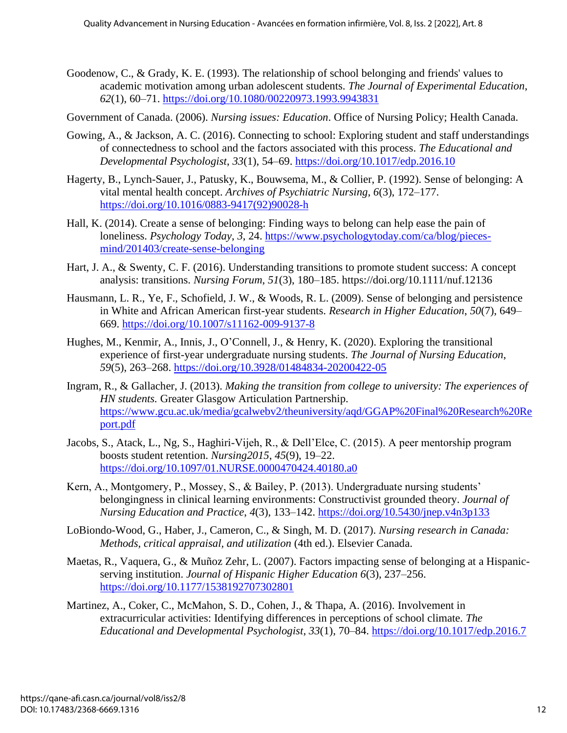Goodenow, C., & Grady, K. E. (1993). The relationship of school belonging and friends' values to academic motivation among urban adolescent students. *The Journal of Experimental Education*, *62*(1), 60–71. https://doi.org/10.1080/00220973.1993.9943831

Government of Canada. (2006). *Nursing issues: Education*. Office of Nursing Policy; Health Canada.

Gowing, A., & Jackson, A. C. (2016). Connecting to school: Exploring student and staff understandings of connectedness to school and the factors associated with this process. *The Educational and Developmental Psychologist*, *33*(1), 54–69. https://doi.org/10.1017/edp.2016.10

Hagerty, B., Lynch-Sauer, J., Patusky, K., Bouwsema, M., & Collier, P. (1992). Sense of belonging: A vital mental health concept. *Archives of Psychiatric Nursing*, *6*(3), 172–177. https://doi.org/10.1016/0883-9417(92)90028-h

Hall, K. (2014). Create a sense of belonging: Finding ways to belong can help ease the pain of loneliness. *Psychology Today*, *3*, 24. https://www.psychologytoday.com/ca/blog/pieces-mind/201403/create-sense-belonging

Hart, J. A., & Swenty, C. F. (2016). Understanding transitions to promote student success: A concept analysis: transitions. *Nursing Forum*, *51*(3), 180–185. https://doi.org/10.1111/nuf.12136

Hausmann, L. R., Ye, F., Schofield, J. W., & Woods, R. L. (2009). Sense of belonging and persistence in White and African American first-year students. *Research in Higher Education*, *50*(7), 649–669. https://doi.org/10.1007/s11162-009-9137-8

Hughes, M., Kenmir, A., Innis, J., O'Connell, J., & Henry, K. (2020). Exploring the transitional experience of first-year undergraduate nursing students. *The Journal of Nursing Education*, *59*(5), 263–268. https://doi.org/10.3928/01484834-20200422-05

Ingram, R., & Gallacher, J. (2013). *Making the transition from college to university: The experiences of HN students.* Greater Glasgow Articulation Partnership. https://www.gcu.ac.uk/media/gcalwebv2/theuniversity/aqd/GGAP%20Final%20Research%20Report.pdf

Jacobs, S., Atack, L., Ng, S., Haghiri-Vijeh, R., & Dell'Elce, C. (2015). A peer mentorship program boosts student retention. *Nursing2015*, *45*(9), 19–22. https://doi.org/10.1097/01.NURSE.0000470424.40180.a0

Kern, A., Montgomery, P., Mossey, S., & Bailey, P. (2013). Undergraduate nursing students' belongingness in clinical learning environments: Constructivist grounded theory. *Journal of Nursing Education and Practice*, *4*(3), 133–142. https://doi.org/10.5430/jnep.v4n3p133

LoBiondo-Wood, G., Haber, J., Cameron, C., & Singh, M. D. (2017). *Nursing research in Canada: Methods, critical appraisal, and utilization* (4th ed.). Elsevier Canada.

Maetas, R., Vaquera, G., & Muñoz Zehr, L. (2007). Factors impacting sense of belonging at a Hispanic-serving institution. *Journal of Hispanic Higher Education* *6*(3), 237–256. https://doi.org/10.1177/1538192707302801

Martinez, A., Coker, C., McMahon, S. D., Cohen, J., & Thapa, A. (2016). Involvement in extracurricular activities: Identifying differences in perceptions of school climate. *The Educational and Developmental Psychologist*, *33*(1), 70–84. https://doi.org/10.1017/edp.2016.7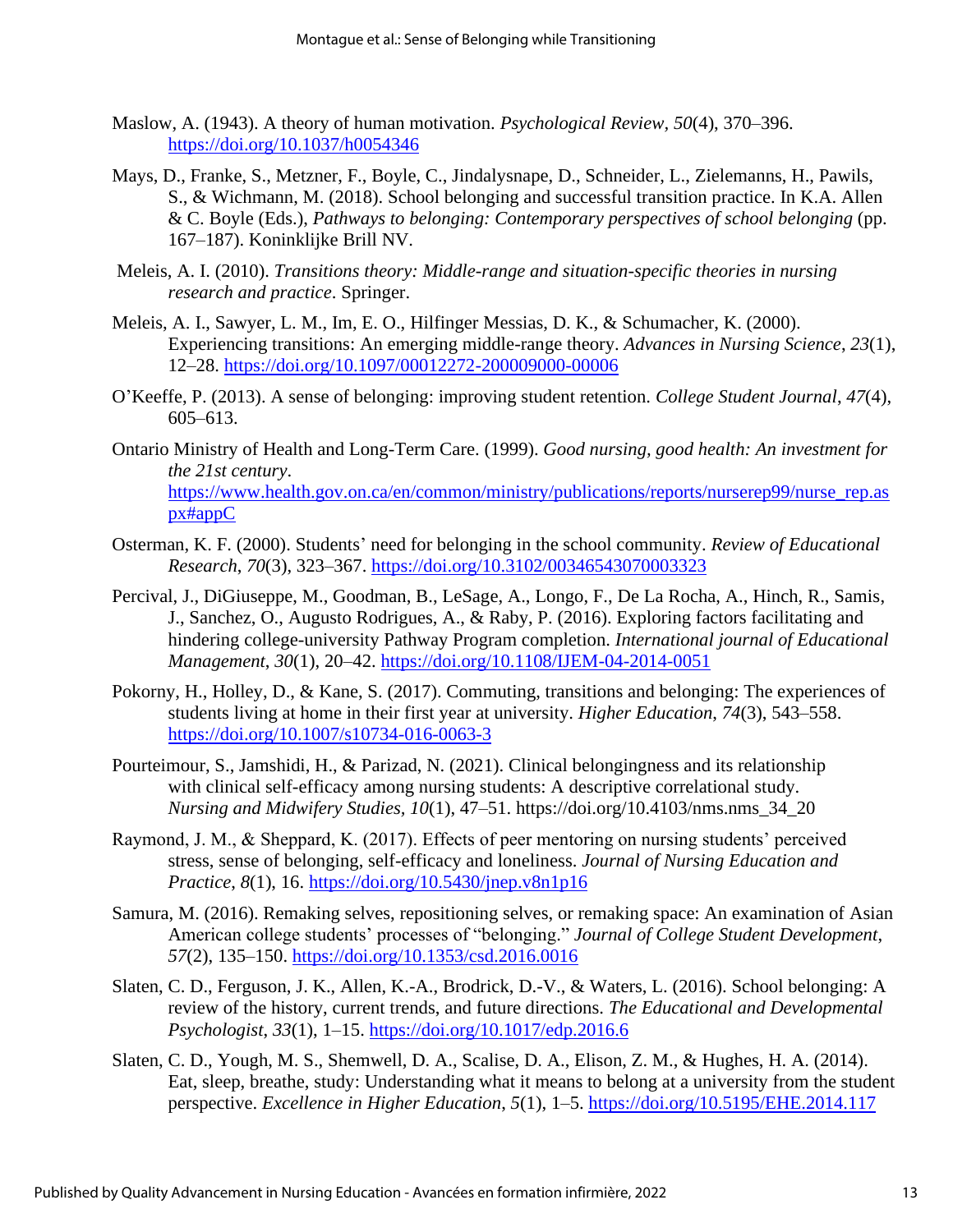Maslow, A. (1943). A theory of human motivation. *Psychological Review*, *50*(4), 370–396. https://doi.org/10.1037/h0054346

Mays, D., Franke, S., Metzner, F., Boyle, C., Jindalysnape, D., Schneider, L., Zielemanns, H., Pawils, S., & Wichmann, M. (2018). School belonging and successful transition practice. In K.A. Allen & C. Boyle (Eds.), *Pathways to belonging: Contemporary perspectives of school belonging* (pp. 167–187). Koninklijke Brill NV.

Meleis, A. I. (2010). *Transitions theory: Middle-range and situation-specific theories in nursing research and practice*. Springer.

Meleis, A. I., Sawyer, L. M., Im, E. O., Hilfinger Messias, D. K., & Schumacher, K. (2000). Experiencing transitions: An emerging middle-range theory. *Advances in Nursing Science*, *23*(1), 12–28. https://doi.org/10.1097/00012272-200009000-00006

O'Keeffe, P. (2013). A sense of belonging: improving student retention. *College Student Journal*, *47*(4), 605–613.

Ontario Ministry of Health and Long-Term Care. (1999). *Good nursing, good health: An investment for the 21st century*. https://www.health.gov.on.ca/en/common/ministry/publications/reports/nurserep99/nurse_rep.aspx#appC

Osterman, K. F. (2000). Students' need for belonging in the school community. *Review of Educational Research*, *70*(3), 323–367. https://doi.org/10.3102/00346543070003323

Percival, J., DiGiuseppe, M., Goodman, B., LeSage, A., Longo, F., De La Rocha, A., Hinch, R., Samis, J., Sanchez, O., Augusto Rodrigues, A., & Raby, P. (2016). Exploring factors facilitating and hindering college-university Pathway Program completion. *International journal of Educational Management*, *30*(1), 20–42. https://doi.org/10.1108/IJEM-04-2014-0051

Pokorny, H., Holley, D., & Kane, S. (2017). Commuting, transitions and belonging: The experiences of students living at home in their first year at university. *Higher Education*, *74*(3), 543–558. https://doi.org/10.1007/s10734-016-0063-3

Pourteimour, S., Jamshidi, H., & Parizad, N. (2021). Clinical belongingness and its relationship with clinical self-efficacy among nursing students: A descriptive correlational study. *Nursing and Midwifery Studies, 10*(1), 47–51. https://doi.org/10.4103/nms.nms_34_20

Raymond, J. M., & Sheppard, K. (2017). Effects of peer mentoring on nursing students' perceived stress, sense of belonging, self-efficacy and loneliness. *Journal of Nursing Education and Practice*, *8*(1), 16. https://doi.org/10.5430/jnep.v8n1p16

Samura, M. (2016). Remaking selves, repositioning selves, or remaking space: An examination of Asian American college students' processes of "belonging." *Journal of College Student Development*, *57*(2), 135–150. https://doi.org/10.1353/csd.2016.0016

Slaten, C. D., Ferguson, J. K., Allen, K.-A., Brodrick, D.-V., & Waters, L. (2016). School belonging: A review of the history, current trends, and future directions. *The Educational and Developmental Psychologist*, *33*(1), 1–15. https://doi.org/10.1017/edp.2016.6

Slaten, C. D., Yough, M. S., Shemwell, D. A., Scalise, D. A., Elison, Z. M., & Hughes, H. A. (2014). Eat, sleep, breathe, study: Understanding what it means to belong at a university from the student perspective. *Excellence in Higher Education*, *5*(1), 1–5. https://doi.org/10.5195/EHE.2014.117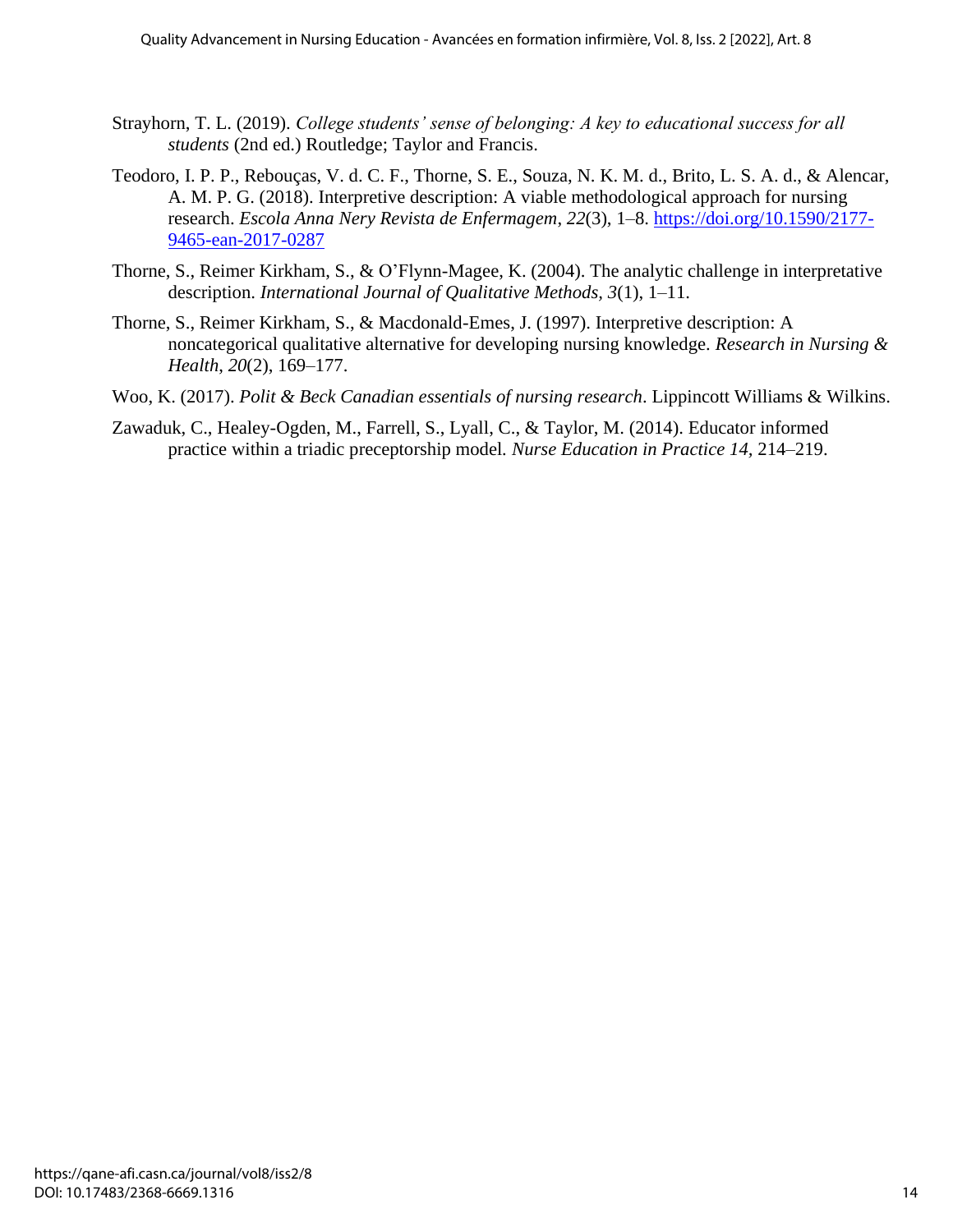Strayhorn, T. L. (2019). *College students' sense of belonging: A key to educational success for all students* (2nd ed.) Routledge; Taylor and Francis.

Teodoro, I. P. P., Rebouças, V. d. C. F., Thorne, S. E., Souza, N. K. M. d., Brito, L. S. A. d., & Alencar, A. M. P. G. (2018). Interpretive description: A viable methodological approach for nursing research. *Escola Anna Nery Revista de Enfermagem*, *22*(3), 1–8. https://doi.org/10.1590/2177-9465-ean-2017-0287

Thorne, S., Reimer Kirkham, S., & O'Flynn-Magee, K. (2004). The analytic challenge in interpretative description. *International Journal of Qualitative Methods, 3*(1), 1–11.

Thorne, S., Reimer Kirkham, S., & Macdonald-Emes, J. (1997). Interpretive description: A noncategorical qualitative alternative for developing nursing knowledge. *Research in Nursing & Health*, *20*(2), 169–177.

Woo, K. (2017). *Polit & Beck Canadian essentials of nursing research*. Lippincott Williams & Wilkins.

Zawaduk, C., Healey-Ogden, M., Farrell, S., Lyall, C., & Taylor, M. (2014). Educator informed practice within a triadic preceptorship model. *Nurse Education in Practice 14,* 214–219.